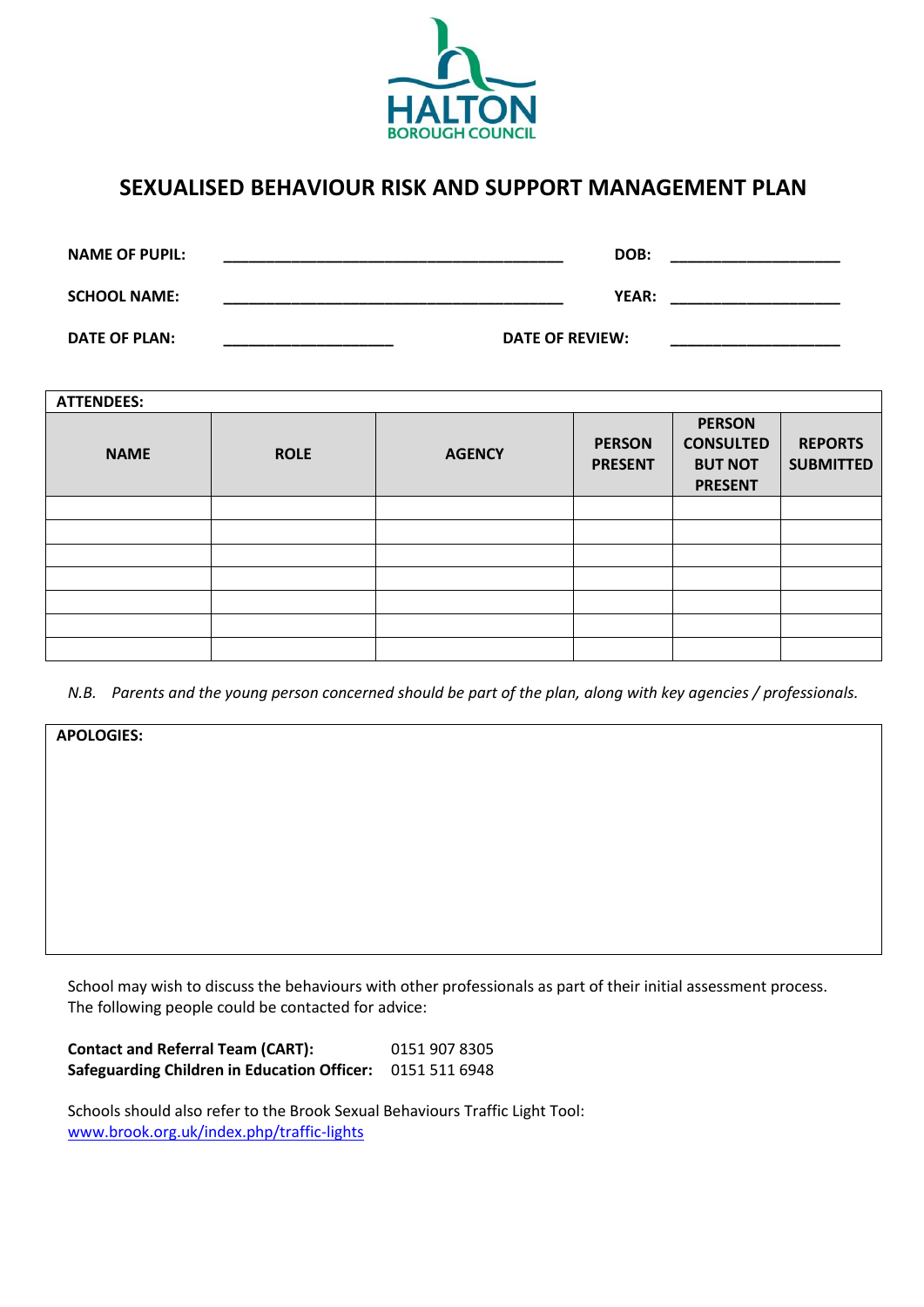HALTON
BOROUGH COUNCIL

# SEXUALISED BEHAVIOUR RISK AND SUPPORT MANAGEMENT PLAN

**NAME OF PUPIL:** ________________________________________ **DOB:** ____________________

**SCHOOL NAME:** ________________________________________ **YEAR:** ____________________

**DATE OF PLAN:** ____________________ **DATE OF REVIEW:** ____________________

| ATTENDEES: | | | | | |
|---|---|---|---|---|---|
| **NAME** | **ROLE** | **AGENCY** | **PERSON PRESENT** | **PERSON CONSULTED BUT NOT PRESENT** | **REPORTS SUBMITTED** |
| | | | | | |
| | | | | | |
| | | | | | |
| | | | | | |
| | | | | | |
| | | | | | |
| | | | | | |

*N.B. Parents and the young person concerned should be part of the plan, along with key agencies / professionals.*

| APOLOGIES: |
|---|
| |

School may wish to discuss the behaviours with other professionals as part of their initial assessment process. The following people could be contacted for advice:

**Contact and Referral Team (CART):** 0151 907 8305
**Safeguarding Children in Education Officer:** 0151 511 6948

Schools should also refer to the Brook Sexual Behaviours Traffic Light Tool:
[www.brook.org.uk/index.php/traffic-lights](www.brook.org.uk/index.php/traffic-lights)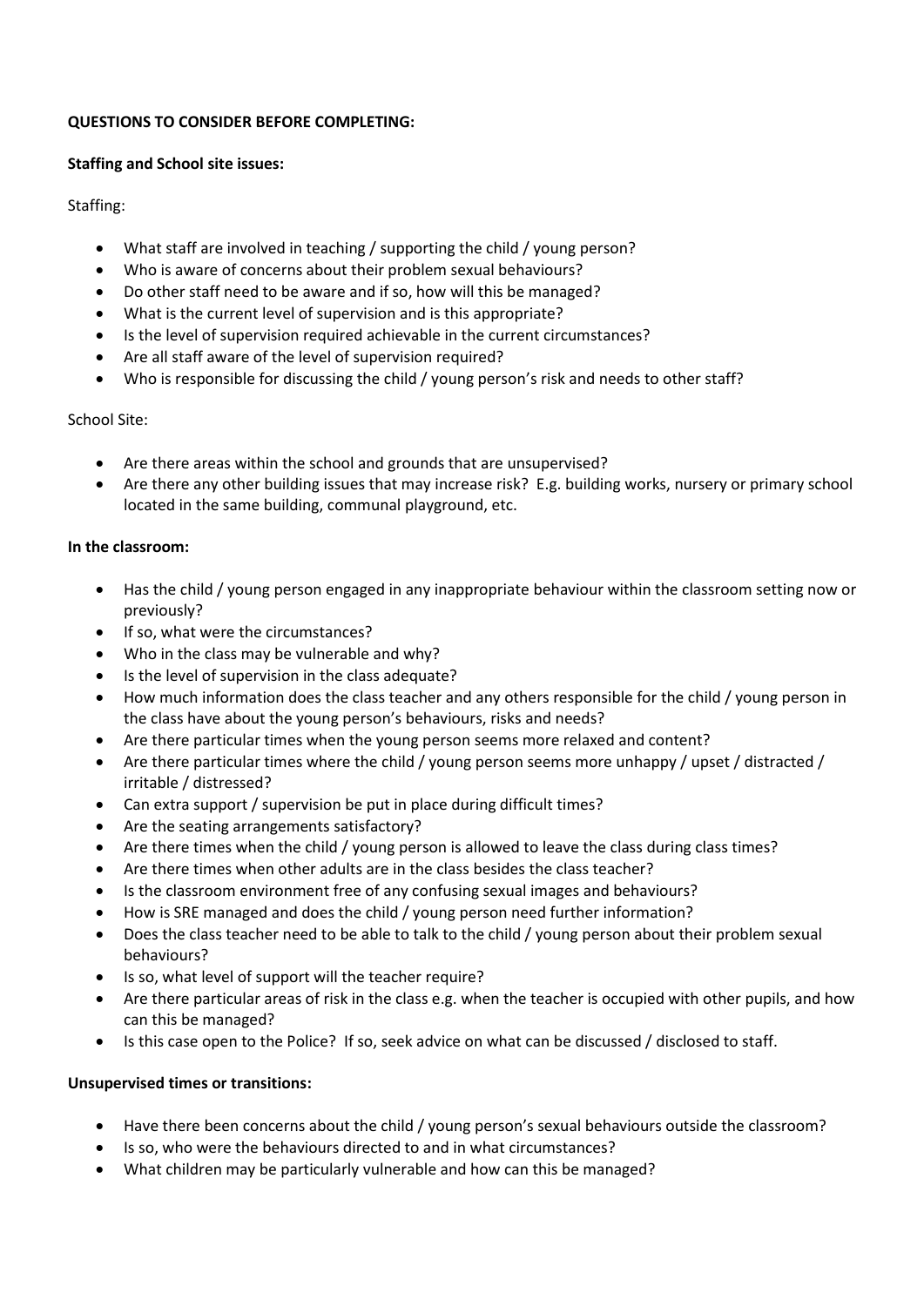**QUESTIONS TO CONSIDER BEFORE COMPLETING:**

**Staffing and School site issues:**

Staffing:

- What staff are involved in teaching / supporting the child / young person?
- Who is aware of concerns about their problem sexual behaviours?
- Do other staff need to be aware and if so, how will this be managed?
- What is the current level of supervision and is this appropriate?
- Is the level of supervision required achievable in the current circumstances?
- Are all staff aware of the level of supervision required?
- Who is responsible for discussing the child / young person's risk and needs to other staff?

School Site:

- Are there areas within the school and grounds that are unsupervised?
- Are there any other building issues that may increase risk? E.g. building works, nursery or primary school located in the same building, communal playground, etc.

**In the classroom:**

- Has the child / young person engaged in any inappropriate behaviour within the classroom setting now or previously?
- If so, what were the circumstances?
- Who in the class may be vulnerable and why?
- Is the level of supervision in the class adequate?
- How much information does the class teacher and any others responsible for the child / young person in the class have about the young person's behaviours, risks and needs?
- Are there particular times when the young person seems more relaxed and content?
- Are there particular times where the child / young person seems more unhappy / upset / distracted / irritable / distressed?
- Can extra support / supervision be put in place during difficult times?
- Are the seating arrangements satisfactory?
- Are there times when the child / young person is allowed to leave the class during class times?
- Are there times when other adults are in the class besides the class teacher?
- Is the classroom environment free of any confusing sexual images and behaviours?
- How is SRE managed and does the child / young person need further information?
- Does the class teacher need to be able to talk to the child / young person about their problem sexual behaviours?
- Is so, what level of support will the teacher require?
- Are there particular areas of risk in the class e.g. when the teacher is occupied with other pupils, and how can this be managed?
- Is this case open to the Police? If so, seek advice on what can be discussed / disclosed to staff.

**Unsupervised times or transitions:**

- Have there been concerns about the child / young person's sexual behaviours outside the classroom?
- Is so, who were the behaviours directed to and in what circumstances?
- What children may be particularly vulnerable and how can this be managed?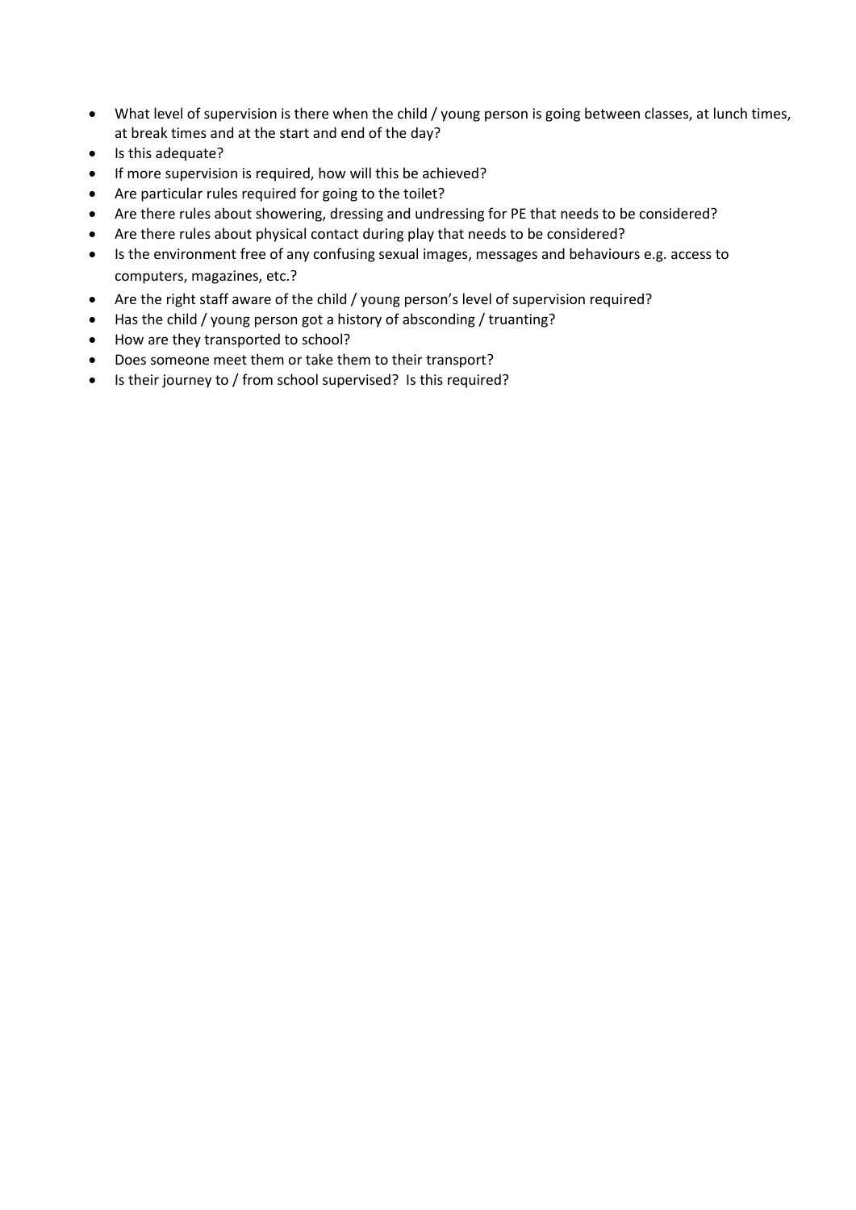- What level of supervision is there when the child / young person is going between classes, at lunch times, at break times and at the start and end of the day?
- Is this adequate?
- If more supervision is required, how will this be achieved?
- Are particular rules required for going to the toilet?
- Are there rules about showering, dressing and undressing for PE that needs to be considered?
- Are there rules about physical contact during play that needs to be considered?
- Is the environment free of any confusing sexual images, messages and behaviours e.g. access to computers, magazines, etc.?
- Are the right staff aware of the child / young person's level of supervision required?
- Has the child / young person got a history of absconding / truanting?
- How are they transported to school?
- Does someone meet them or take them to their transport?
- Is their journey to / from school supervised? Is this required?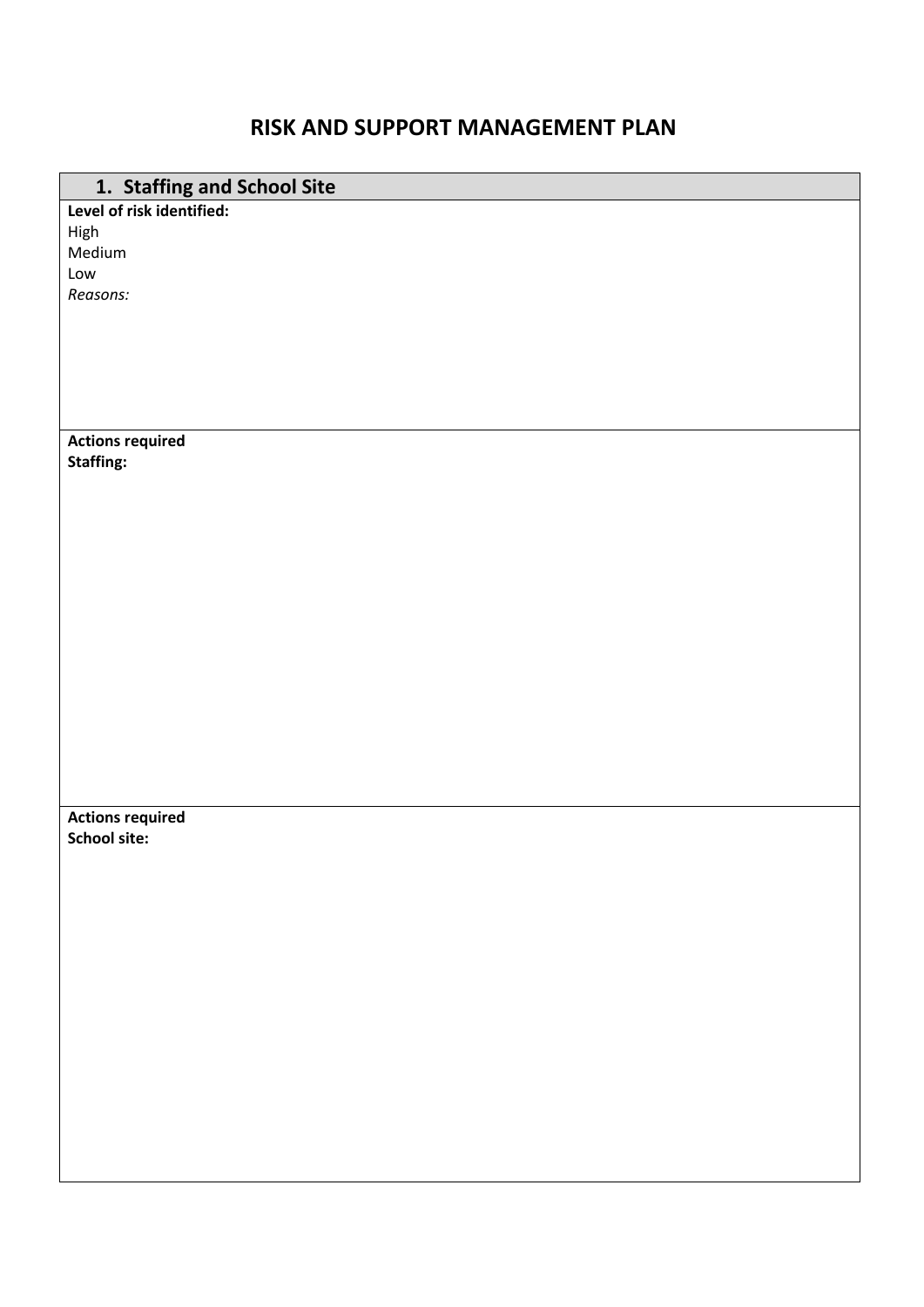# RISK AND SUPPORT MANAGEMENT PLAN

| 1. Staffing and School Site |
| --- |
| **Level of risk identified:**<br>High<br>Medium<br>Low<br>*Reasons:* |
| **Actions required**<br>**Staffing:** |
| **Actions required**<br>**School site:** |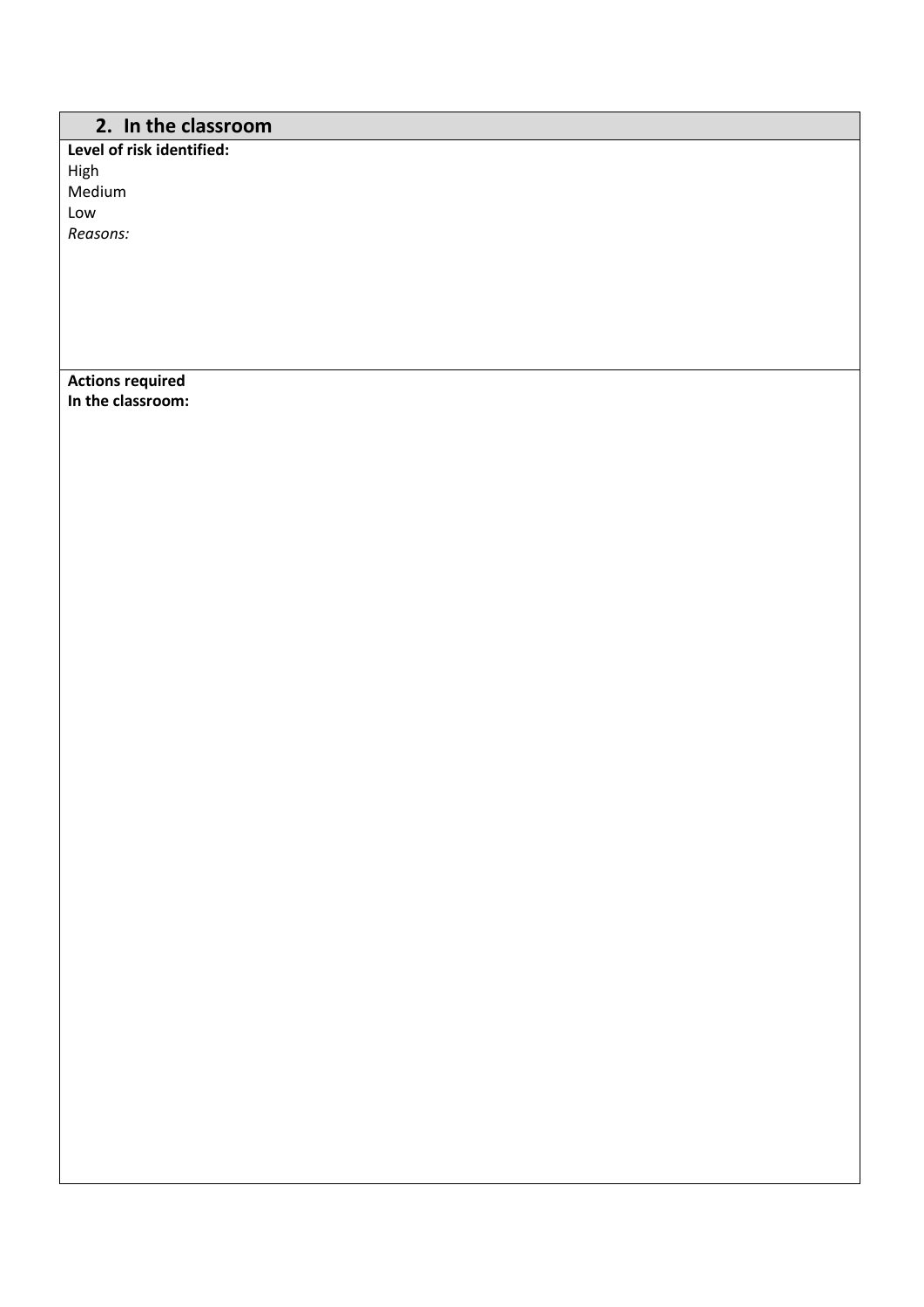## 2. In the classroom

**Level of risk identified:**

High

Medium

Low

*Reasons:*

**Actions required**
**In the classroom:**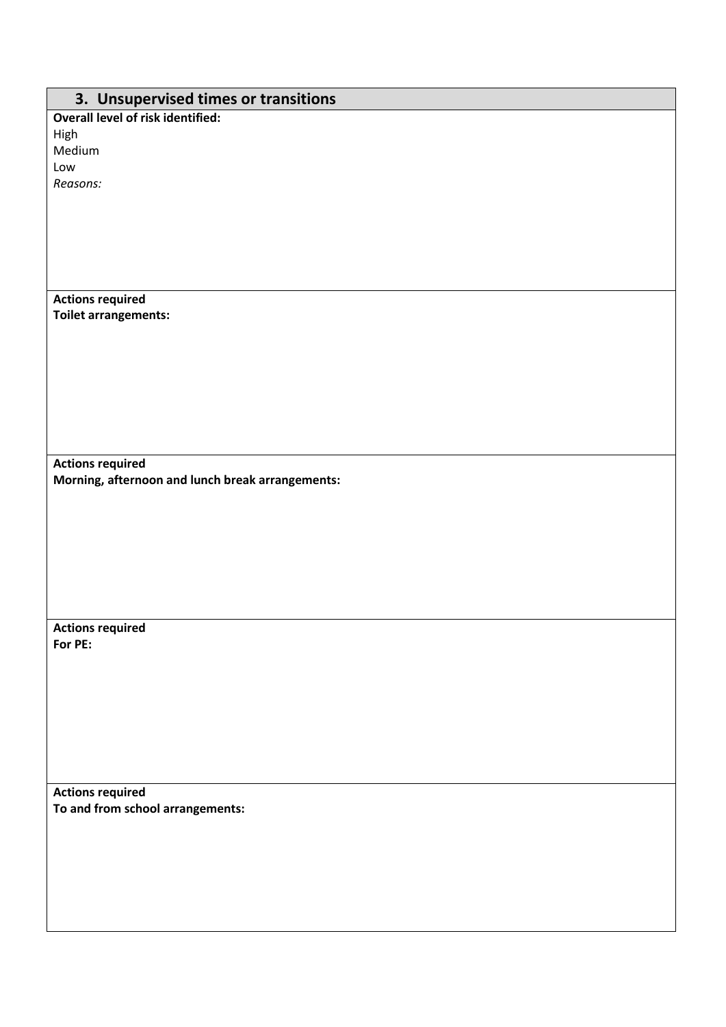## 3. Unsupervised times or transitions

**Overall level of risk identified:**

High

Medium

Low

*Reasons:*

**Actions required**

**Toilet arrangements:**

**Actions required**

**Morning, afternoon and lunch break arrangements:**

**Actions required**

**For PE:**

**Actions required**

**To and from school arrangements:**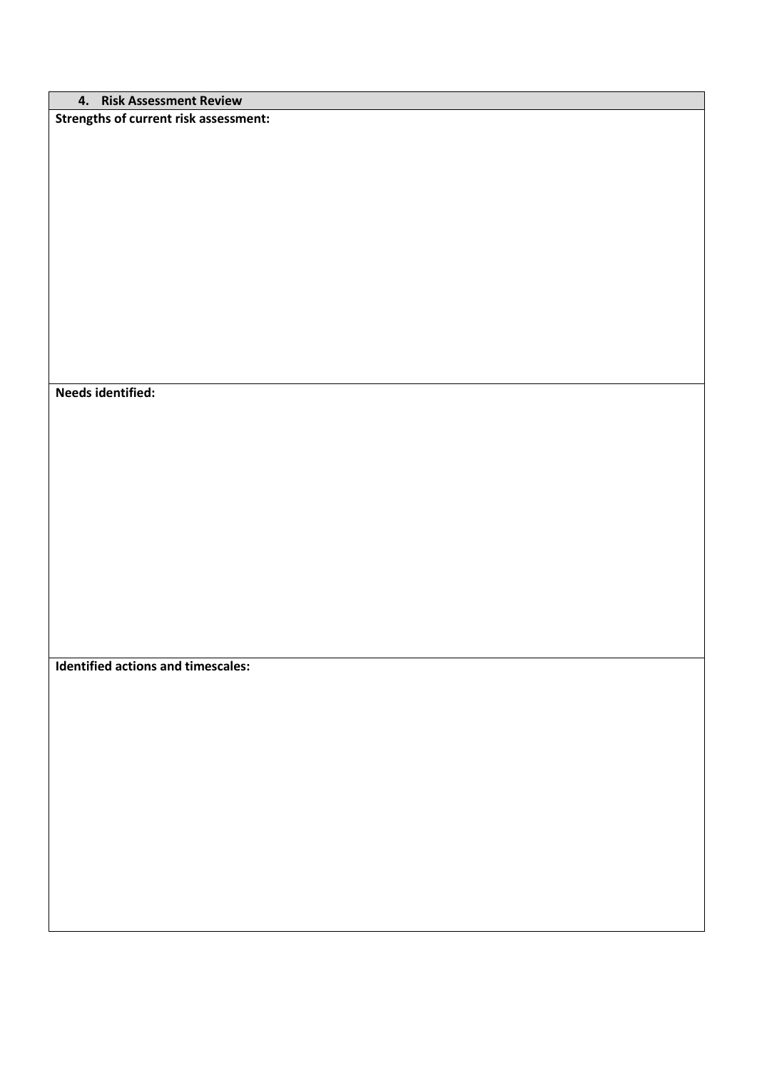| 4. Risk Assessment Review |
| --- |
| **Strengths of current risk assessment:** |
| **Needs identified:** |
| **Identified actions and timescales:** |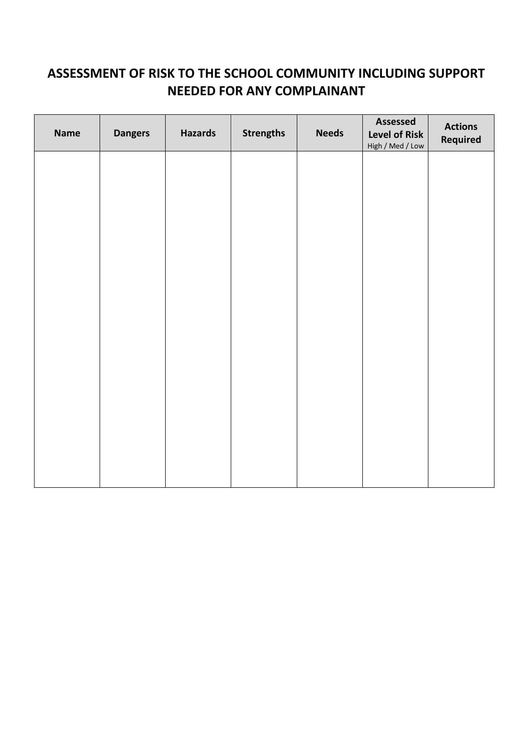# ASSESSMENT OF RISK TO THE SCHOOL COMMUNITY INCLUDING SUPPORT NEEDED FOR ANY COMPLAINANT

| Name | Dangers | Hazards | Strengths | Needs | Assessed Level of Risk High / Med / Low | Actions Required |
|---|---|---|---|---|---|---|
| | | | | | | |